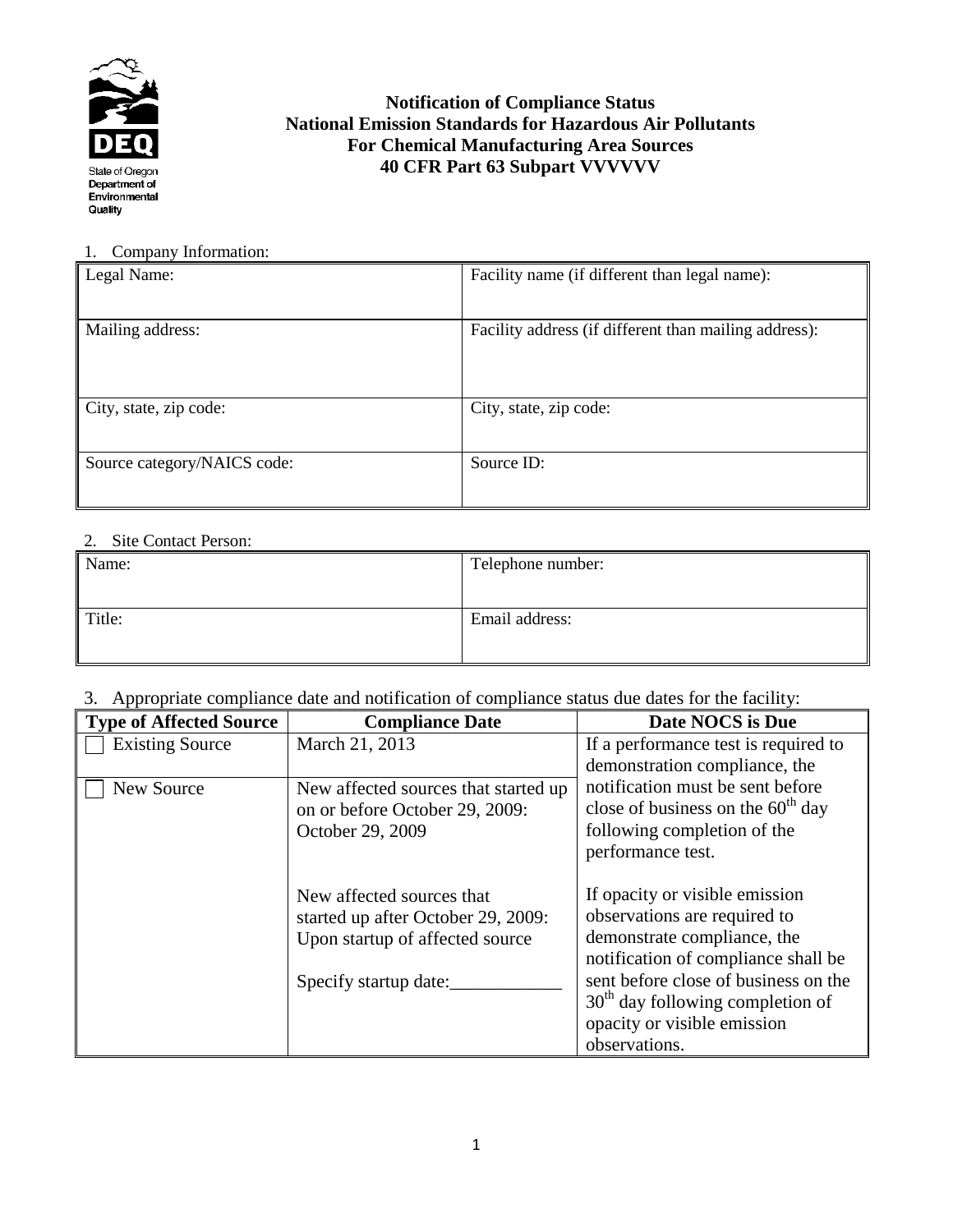State of Oregon Department of Environmental Quality

# Notification of Compliance Status
## National Emission Standards for Hazardous Air Pollutants
## For Chemical Manufacturing Area Sources
## 40 CFR Part 63 Subpart VVVVVV

1. Company Information:

| Legal Name: | Facility name (if different than legal name): |
|---|---|
| Mailing address: | Facility address (if different than mailing address): |
| City, state, zip code: | City, state, zip code: |
| Source category/NAICS code: | Source ID: |

2. Site Contact Person:

| Name: | Telephone number: |
|---|---|
| Title: | Email address: |

3. Appropriate compliance date and notification of compliance status due dates for the facility:

| Type of Affected Source | Compliance Date | Date NOCS is Due |
|---|---|---|
| ☐ Existing Source | March 21, 2013 | If a performance test is required to demonstration compliance, the notification must be sent before close of business on the 60th day following completion of the performance test. |
| ☐ New Source | New affected sources that started up on or before October 29, 2009: October 29, 2009<br><br>New affected sources that started up after October 29, 2009: Upon startup of affected source<br><br>Specify startup date:____________ | If opacity or visible emission observations are required to demonstrate compliance, the notification of compliance shall be sent before close of business on the 30th day following completion of opacity or visible emission observations. |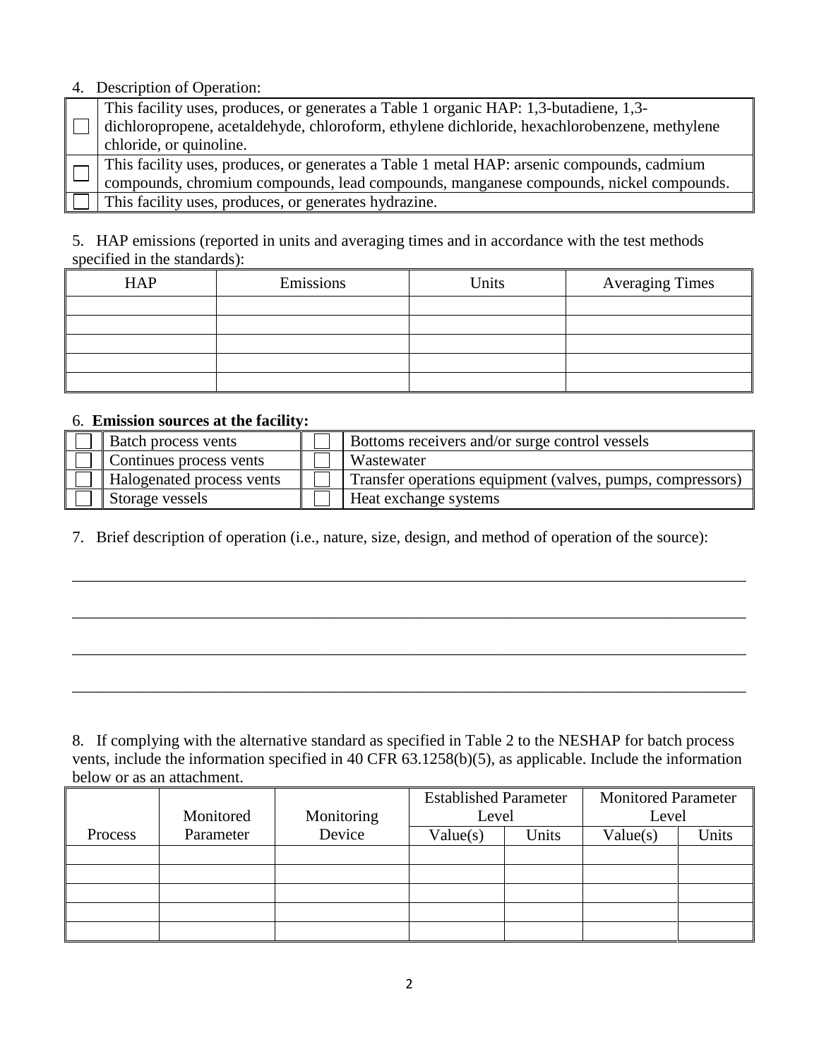4. Description of Operation:

| | |
|---|---|
| ☐ | This facility uses, produces, or generates a Table 1 organic HAP: 1,3-butadiene, 1,3-dichloropropene, acetaldehyde, chloroform, ethylene dichloride, hexachlorobenzene, methylene chloride, or quinoline. |
| ☐ | This facility uses, produces, or generates a Table 1 metal HAP: arsenic compounds, cadmium compounds, chromium compounds, lead compounds, manganese compounds, nickel compounds. |
| ☐ | This facility uses, produces, or generates hydrazine. |

5. HAP emissions (reported in units and averaging times and in accordance with the test methods specified in the standards):

| HAP | Emissions | Units | Averaging Times |
|---|---|---|---|
| | | | |
| | | | |
| | | | |
| | | | |
| | | | |

6. **Emission sources at the facility:**

| | | | |
|---|---|---|---|
| ☐ | Batch process vents | ☐ | Bottoms receivers and/or surge control vessels |
| ☐ | Continues process vents | ☐ | Wastewater |
| ☐ | Halogenated process vents | ☐ | Transfer operations equipment (valves, pumps, compressors) |
| ☐ | Storage vessels | ☐ | Heat exchange systems |

7. Brief description of operation (i.e., nature, size, design, and method of operation of the source):

_______________________________________________________________________________

_______________________________________________________________________________

_______________________________________________________________________________

_______________________________________________________________________________

8. If complying with the alternative standard as specified in Table 2 to the NESHAP for batch process vents, include the information specified in 40 CFR 63.1258(b)(5), as applicable. Include the information below or as an attachment.

| Process | Monitored Parameter | Monitoring Device | Established Parameter Level | | Monitored Parameter Level | |
|---|---|---|---|---|---|---|
| | | | Value(s) | Units | Value(s) | Units |
| | | | | | | |
| | | | | | | |
| | | | | | | |
| | | | | | | |
| | | | | | | |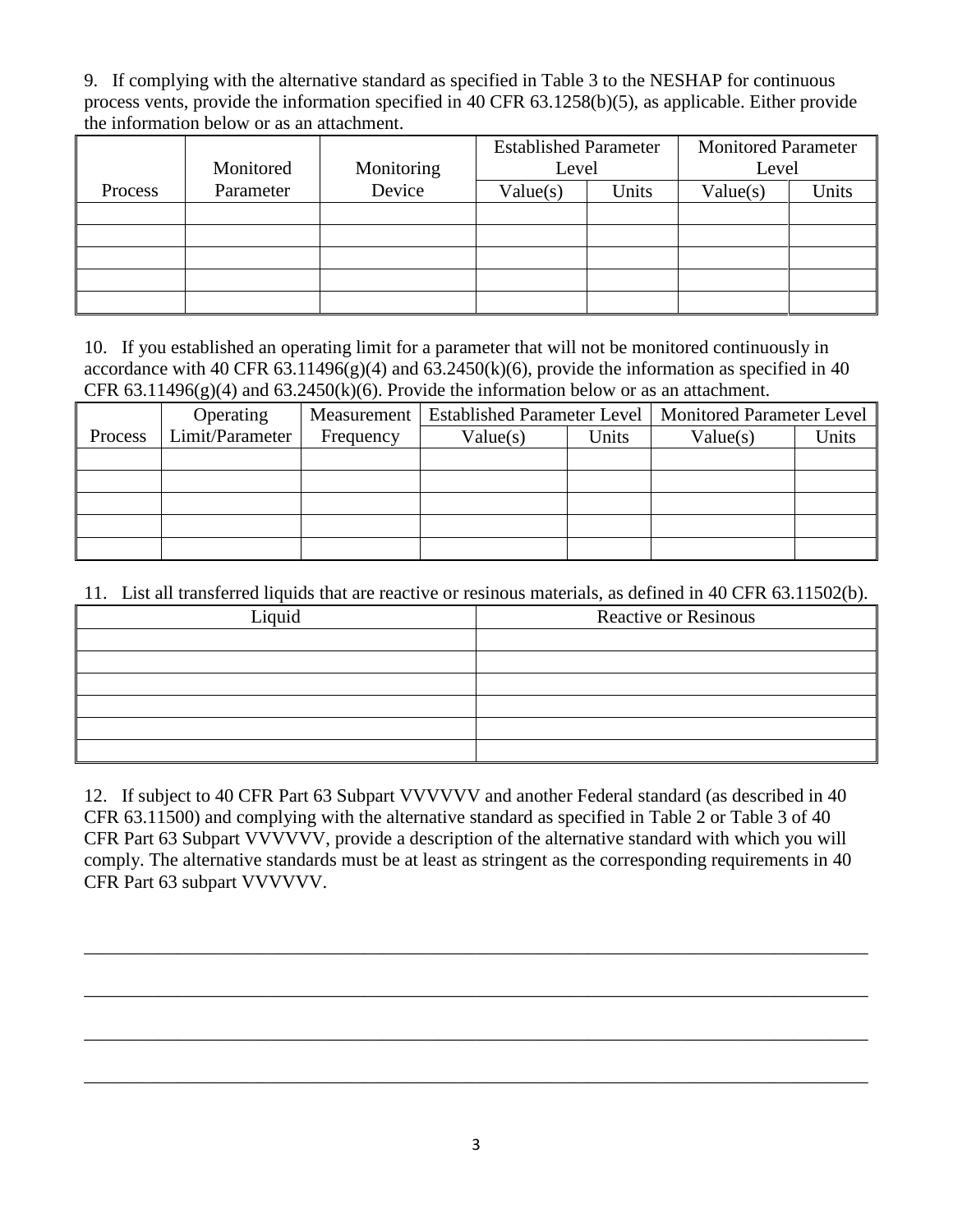9. If complying with the alternative standard as specified in Table 3 to the NESHAP for continuous process vents, provide the information specified in 40 CFR 63.1258(b)(5), as applicable. Either provide the information below or as an attachment.

| Process | Monitored Parameter | Monitoring Device | Established Parameter Level | | Monitored Parameter Level | |
|---|---|---|---|---|---|---|
| | | | Value(s) | Units | Value(s) | Units |
| | | | | | | |
| | | | | | | |
| | | | | | | |
| | | | | | | |
| | | | | | | |

10. If you established an operating limit for a parameter that will not be monitored continuously in accordance with 40 CFR 63.11496(g)(4) and 63.2450(k)(6), provide the information as specified in 40 CFR 63.11496(g)(4) and 63.2450(k)(6). Provide the information below or as an attachment.

| Process | Operating Limit/Parameter | Measurement Frequency | Established Parameter Level | | Monitored Parameter Level | |
|---|---|---|---|---|---|---|
| | | | Value(s) | Units | Value(s) | Units |
| | | | | | | |
| | | | | | | |
| | | | | | | |
| | | | | | | |
| | | | | | | |

11. List all transferred liquids that are reactive or resinous materials, as defined in 40 CFR 63.11502(b).

| Liquid | Reactive or Resinous |
|---|---|
| | |
| | |
| | |
| | |
| | |
| | |

12. If subject to 40 CFR Part 63 Subpart VVVVVV and another Federal standard (as described in 40 CFR 63.11500) and complying with the alternative standard as specified in Table 2 or Table 3 of 40 CFR Part 63 Subpart VVVVVV, provide a description of the alternative standard with which you will comply. The alternative standards must be at least as stringent as the corresponding requirements in 40 CFR Part 63 subpart VVVVVV.

_______________________________________________________________________________

_______________________________________________________________________________

_______________________________________________________________________________

_______________________________________________________________________________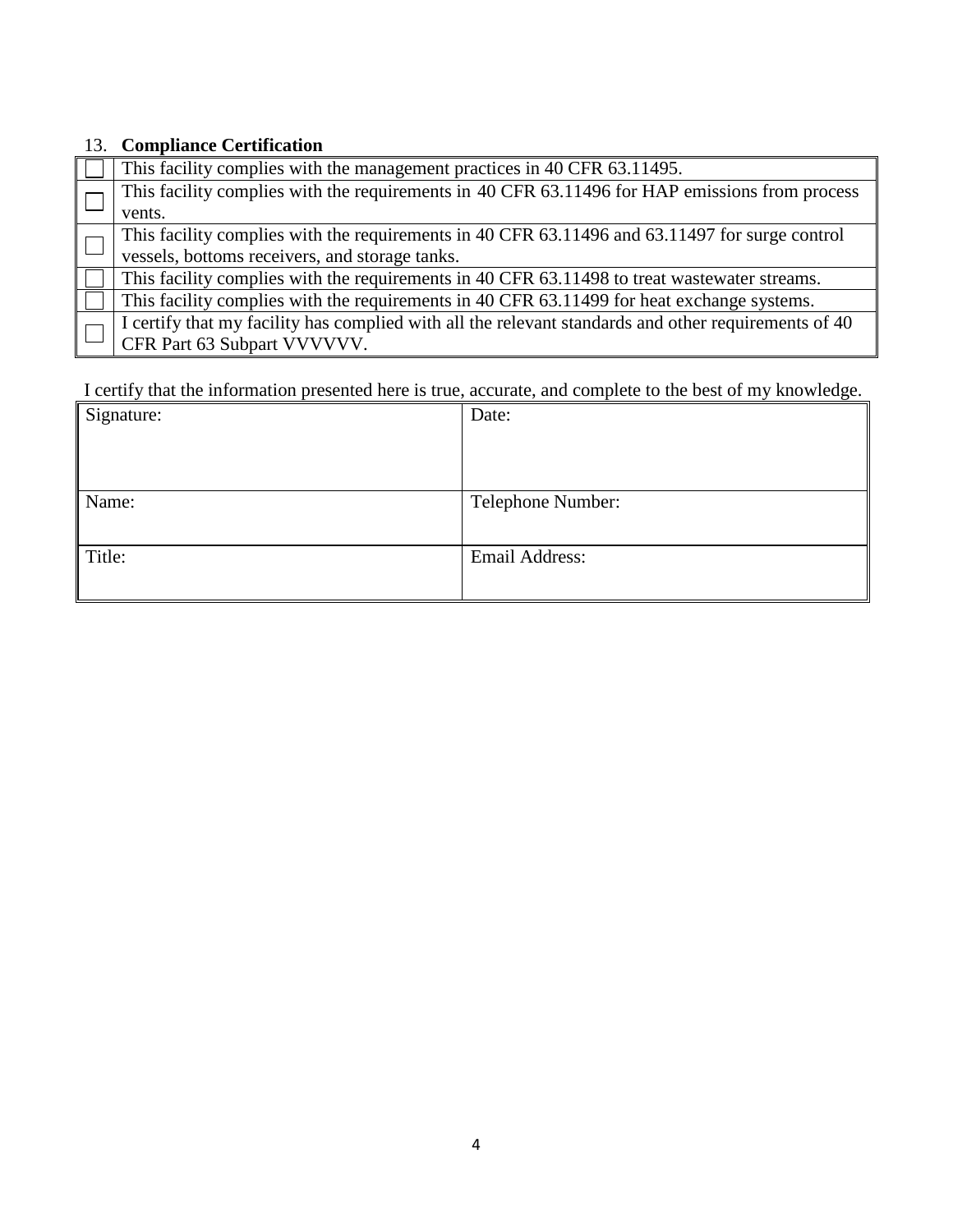13. **Compliance Certification**

| | |
|---|---|
| ☐ | This facility complies with the management practices in 40 CFR 63.11495. |
| ☐ | This facility complies with the requirements in 40 CFR 63.11496 for HAP emissions from process vents. |
| ☐ | This facility complies with the requirements in 40 CFR 63.11496 and 63.11497 for surge control vessels, bottoms receivers, and storage tanks. |
| ☐ | This facility complies with the requirements in 40 CFR 63.11498 to treat wastewater streams. |
| ☐ | This facility complies with the requirements in 40 CFR 63.11499 for heat exchange systems. |
| ☐ | I certify that my facility has complied with all the relevant standards and other requirements of 40 CFR Part 63 Subpart VVVVVV. |

I certify that the information presented here is true, accurate, and complete to the best of my knowledge.

| | |
|---|---|
| Signature: | Date: |
| Name: | Telephone Number: |
| Title: | Email Address: |